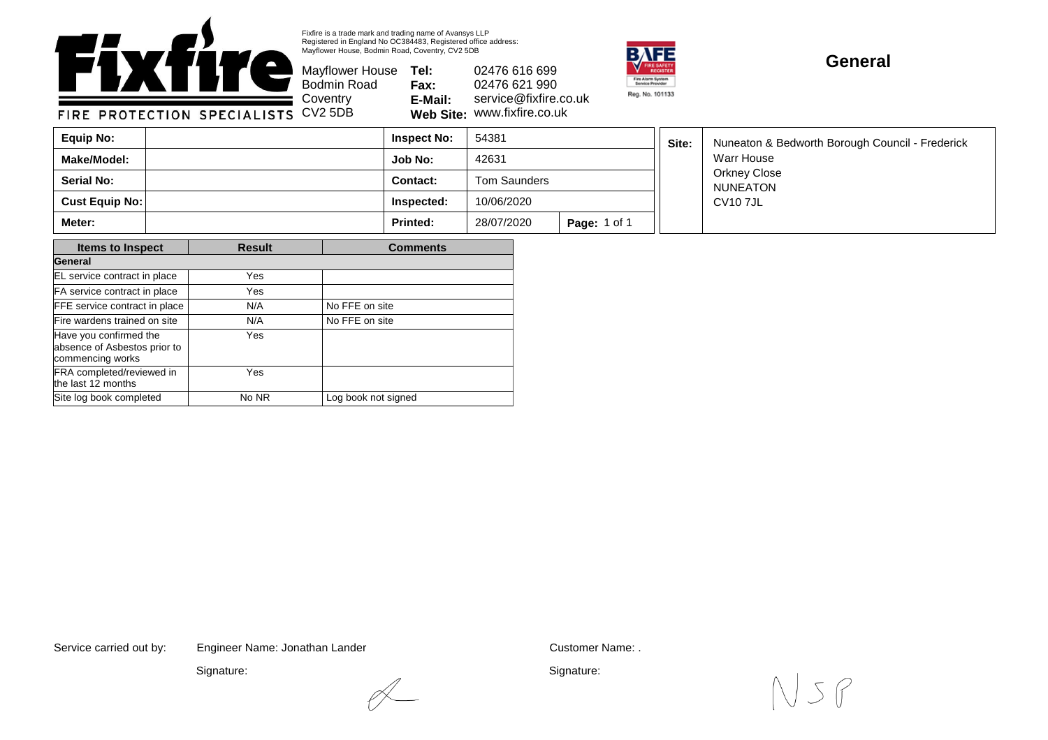Fixfire is a trade mark and trading name of Avansys LLP
Registered in England No OC384483, Registered office address:
Mayflower House, Bodmin Road, Coventry, CV2 5DB

**Fixfire** — FIRE PROTECTION SPECIALISTS

Mayflower House
Bodmin Road
Coventry
CV2 5DB

**Tel:** 02476 616 699
**Fax:** 02476 621 990
**E-Mail:** service@fixfire.co.uk
**Web Site:** www.fixfire.co.uk

BAFE Fire Safety Register — Fire Alarm System Service Provider — Reg. No. 101133

# General

| **Equip No:** | | **Inspect No:** | 54381 | | **Site:** | Nuneaton & Bedworth Borough Council - Frederick Warr House, Orkney Close, NUNEATON, CV10 7JL |
|---|---|---|---|---|---|---|
| **Make/Model:** | | **Job No:** | 42631 | | | |
| **Serial No:** | | **Contact:** | Tom Saunders | | | |
| **Cust Equip No:** | | **Inspected:** | 10/06/2020 | | | |
| **Meter:** | | **Printed:** | 28/07/2020 | **Page:** 1 of 1 | | |

| Items to Inspect | Result | Comments |
|---|---|---|
| **General** | | |
| EL service contract in place | Yes | |
| FA service contract in place | Yes | |
| FFE service contract in place | N/A | No FFE on site |
| Fire wardens trained on site | N/A | No FFE on site |
| Have you confirmed the absence of Asbestos prior to commencing works | Yes | |
| FRA completed/reviewed in the last 12 months | Yes | |
| Site log book completed | No NR | Log book not signed |

Service carried out by: Engineer Name: Jonathan Lander

Signature:

Customer Name: .

Signature: NSP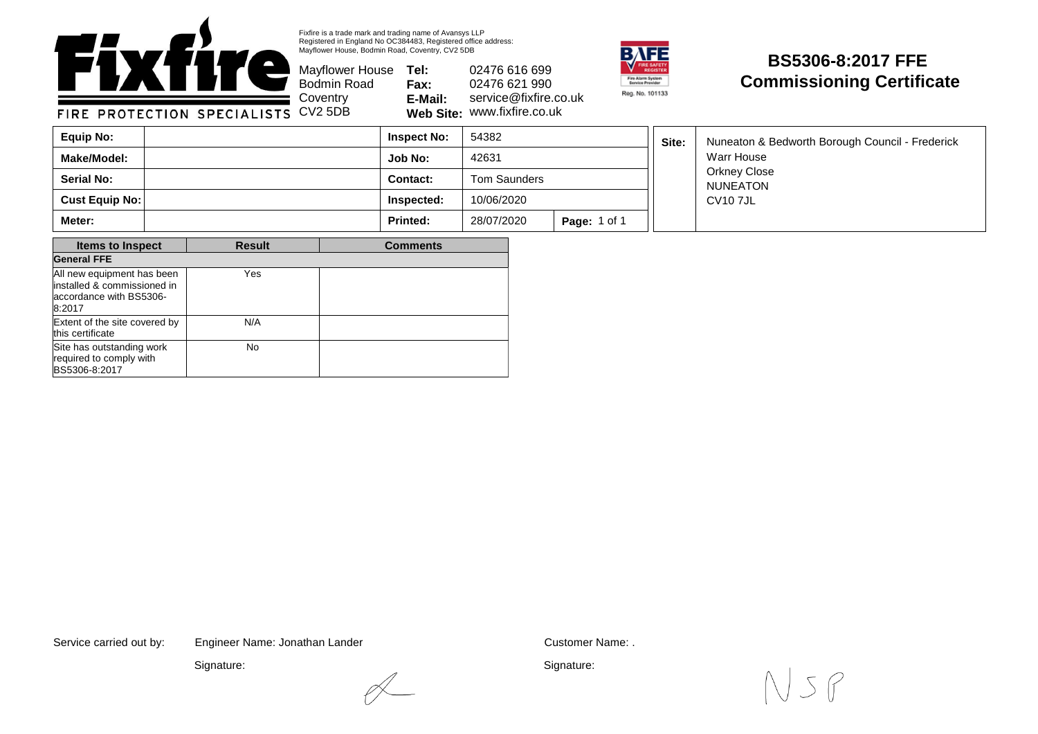Fixfire is a trade mark and trading name of Avansys LLP
Registered in England No OC384483, Registered office address:
Mayflower House, Bodmin Road, Coventry, CV2 5DB

FIRE PROTECTION SPECIALISTS

Mayflower House
Bodmin Road
Coventry
CV2 5DB

**Tel:** 02476 616 699
**Fax:** 02476 621 990
**E-Mail:** service@fixfire.co.uk
**Web Site:** www.fixfire.co.uk

Reg. No. 101133

# BS5306-8:2017 FFE Commissioning Certificate

| | | | | | |
|---|---|---|---|---|---|
| **Equip No:** | | **Inspect No:** | 54382 | | |
| **Make/Model:** | | **Job No:** | 42631 | | |
| **Serial No:** | | **Contact:** | Tom Saunders | | |
| **Cust Equip No:** | | **Inspected:** | 10/06/2020 | | |
| **Meter:** | | **Printed:** | 28/07/2020 | **Page:** 1 of 1 | |

**Site:** Nuneaton & Bedworth Borough Council - Frederick Warr House
Orkney Close
NUNEATON
CV10 7JL

| Items to Inspect | Result | Comments |
|---|---|---|
| **General FFE** | | |
| All new equipment has been installed & commissioned in accordance with BS5306-8:2017 | Yes | |
| Extent of the site covered by this certificate | N/A | |
| Site has outstanding work required to comply with BS5306-8:2017 | No | |

Service carried out by: Engineer Name: Jonathan Lander

Signature:

Customer Name: .

Signature: NSP